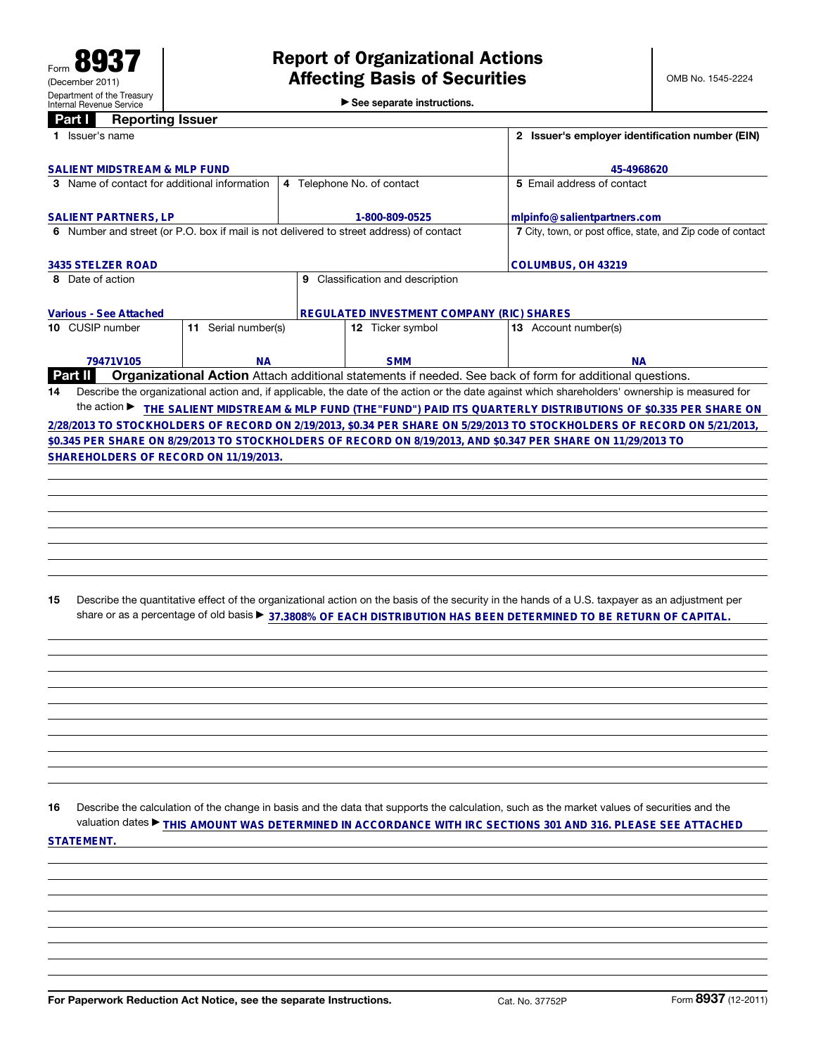Form **8937** (December 2011) Department of the Treasury Internal Revenue Service

# Report of Organizational Actions Affecting Basis of Securities

► See separate instructions.

OMB No. 1545-2224

## Part I Reporting Issuer

| 1 Issuer's name | | | | 2 Issuer's employer identification number (EIN) |
|---|---|---|---|---|
| SALIENT MIDSTREAM & MLP FUND | | | | 45-4968620 |
| 3 Name of contact for additional information | | 4 Telephone No. of contact | | 5 Email address of contact |
| SALIENT PARTNERS, LP | | 1-800-809-0525 | | mlpinfo@salientpartners.com |
| 6 Number and street (or P.O. box if mail is not delivered to street address) of contact | | | | 7 City, town, or post office, state, and Zip code of contact |
| 3435 STELZER ROAD | | | | COLUMBUS, OH 43219 |
| 8 Date of action | | 9 Classification and description | | |
| Various - See Attached | | REGULATED INVESTMENT COMPANY (RIC) SHARES | | |
| 10 CUSIP number | 11 Serial number(s) | | 12 Ticker symbol | 13 Account number(s) |
| 79471V105 | NA | | SMM | NA |

## Part II Organizational Action

Attach additional statements if needed. See back of form for additional questions.

**14** Describe the organizational action and, if applicable, the date of the action or the date against which shareholders' ownership is measured for the action ► THE SALIENT MIDSTREAM & MLP FUND (THE"FUND") PAID ITS QUARTERLY DISTRIBUTIONS OF $0.335 PER SHARE ON 2/28/2013 TO STOCKHOLDERS OF RECORD ON 2/19/2013, $0.34 PER SHARE ON 5/29/2013 TO STOCKHOLDERS OF RECORD ON 5/21/2013, $0.345 PER SHARE ON 8/29/2013 TO STOCKHOLDERS OF RECORD ON 8/19/2013, AND $0.347 PER SHARE ON 11/29/2013 TO SHAREHOLDERS OF RECORD ON 11/19/2013.

**15** Describe the quantitative effect of the organizational action on the basis of the security in the hands of a U.S. taxpayer as an adjustment per share or as a percentage of old basis ► 37.3808% OF EACH DISTRIBUTION HAS BEEN DETERMINED TO BE RETURN OF CAPITAL.

**16** Describe the calculation of the change in basis and the data that supports the calculation, such as the market values of securities and the valuation dates ► THIS AMOUNT WAS DETERMINED IN ACCORDANCE WITH IRC SECTIONS 301 AND 316. PLEASE SEE ATTACHED STATEMENT.

For Paperwork Reduction Act Notice, see the separate Instructions. Cat. No. 37752P Form **8937** (12-2011)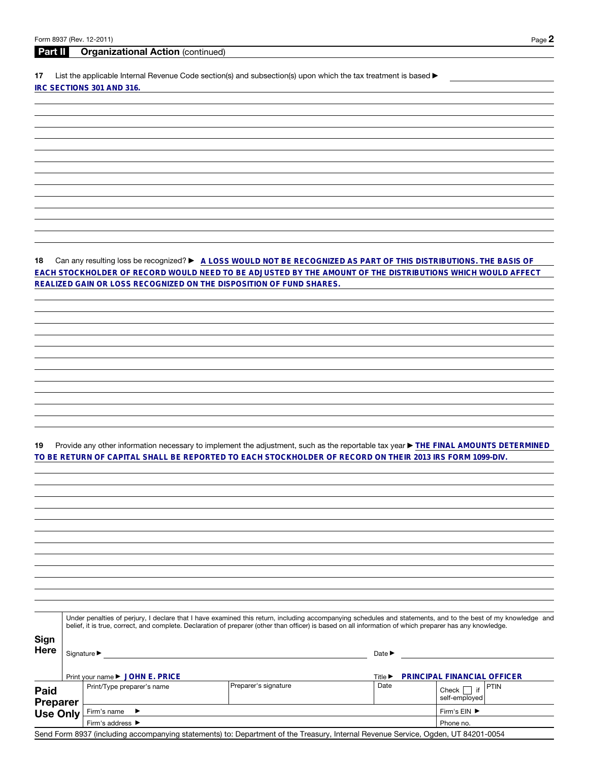## Part II Organizational Action (continued)

**17** List the applicable Internal Revenue Code section(s) and subsection(s) upon which the tax treatment is based ▶

IRC SECTIONS 301 AND 316.

**18** Can any resulting loss be recognized? ▶ A LOSS WOULD NOT BE RECOGNIZED AS PART OF THIS DISTRIBUTIONS. THE BASIS OF EACH STOCKHOLDER OF RECORD WOULD NEED TO BE ADJUSTED BY THE AMOUNT OF THE DISTRIBUTIONS WHICH WOULD AFFECT REALIZED GAIN OR LOSS RECOGNIZED ON THE DISPOSITION OF FUND SHARES.

**19** Provide any other information necessary to implement the adjustment, such as the reportable tax year ▶ THE FINAL AMOUNTS DETERMINED TO BE RETURN OF CAPITAL SHALL BE REPORTED TO EACH STOCKHOLDER OF RECORD ON THEIR 2013 IRS FORM 1099-DIV.

**Sign Here**

Under penalties of perjury, I declare that I have examined this return, including accompanying schedules and statements, and to the best of my knowledge and belief, it is true, correct, and complete. Declaration of preparer (other than officer) is based on all information of which preparer has any knowledge.

Signature ▶ Date ▶

Print your name ▶ JOHN E. PRICE Title ▶ PRINCIPAL FINANCIAL OFFICER

**Paid Preparer Use Only**

| Print/Type preparer's name | Preparer's signature | Date | Check ☐ if self-employed | PTIN |
|---|---|---|---|---|
| Firm's name ▶ | | | Firm's EIN ▶ | |
| Firm's address ▶ | | | Phone no. | |

Send Form 8937 (including accompanying statements) to: Department of the Treasury, Internal Revenue Service, Ogden, UT 84201-0054